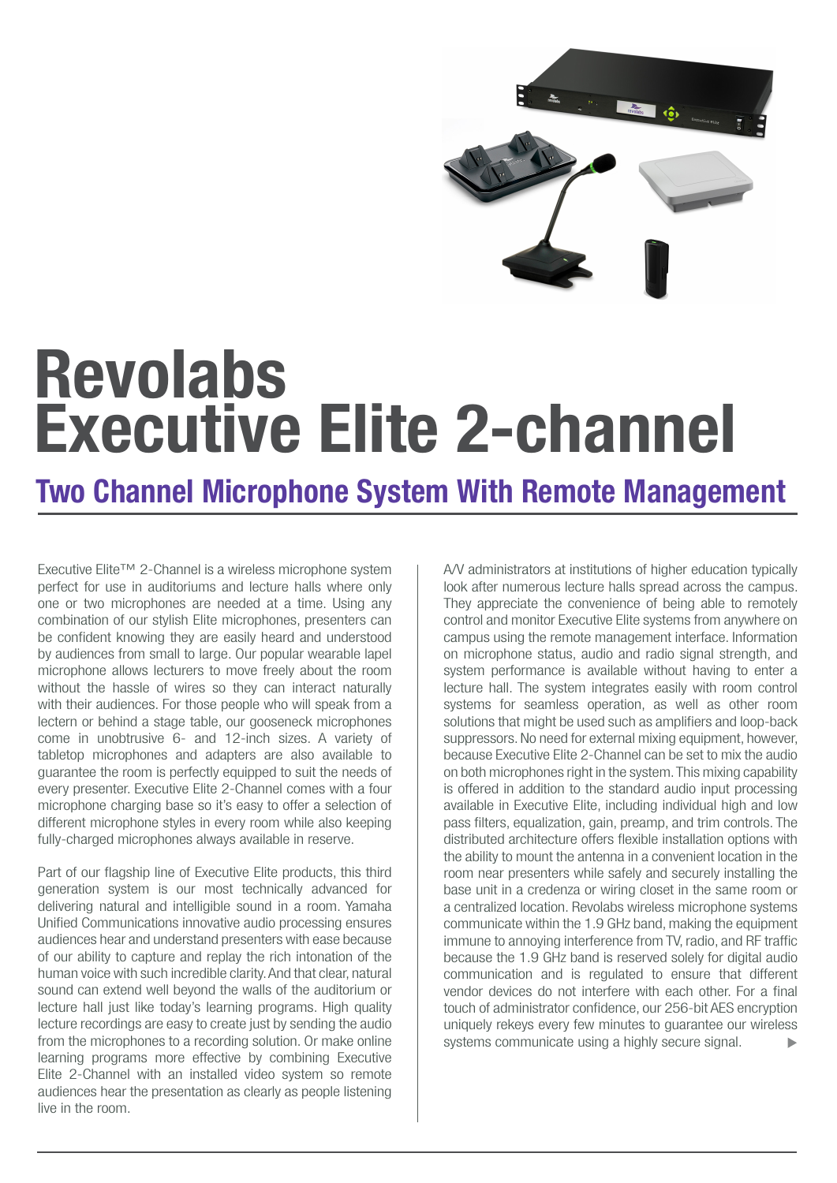# Revolabs Executive Elite 2-channel

## Two Channel Microphone System With Remote Management

Executive Elite™ 2-Channel is a wireless microphone system perfect for use in auditoriums and lecture halls where only one or two microphones are needed at a time. Using any combination of our stylish Elite microphones, presenters can be confident knowing they are easily heard and understood by audiences from small to large. Our popular wearable lapel microphone allows lecturers to move freely about the room without the hassle of wires so they can interact naturally with their audiences. For those people who will speak from a lectern or behind a stage table, our gooseneck microphones come in unobtrusive 6- and 12-inch sizes. A variety of tabletop microphones and adapters are also available to guarantee the room is perfectly equipped to suit the needs of every presenter. Executive Elite 2-Channel comes with a four microphone charging base so it's easy to offer a selection of different microphone styles in every room while also keeping fully-charged microphones always available in reserve.

Part of our flagship line of Executive Elite products, this third generation system is our most technically advanced for delivering natural and intelligible sound in a room. Yamaha Unified Communications innovative audio processing ensures audiences hear and understand presenters with ease because of our ability to capture and replay the rich intonation of the human voice with such incredible clarity. And that clear, natural sound can extend well beyond the walls of the auditorium or lecture hall just like today's learning programs. High quality lecture recordings are easy to create just by sending the audio from the microphones to a recording solution. Or make online learning programs more effective by combining Executive Elite 2-Channel with an installed video system so remote audiences hear the presentation as clearly as people listening live in the room.

A/V administrators at institutions of higher education typically look after numerous lecture halls spread across the campus. They appreciate the convenience of being able to remotely control and monitor Executive Elite systems from anywhere on campus using the remote management interface. Information on microphone status, audio and radio signal strength, and system performance is available without having to enter a lecture hall. The system integrates easily with room control systems for seamless operation, as well as other room solutions that might be used such as amplifiers and loop-back suppressors. No need for external mixing equipment, however, because Executive Elite 2-Channel can be set to mix the audio on both microphones right in the system. This mixing capability is offered in addition to the standard audio input processing available in Executive Elite, including individual high and low pass filters, equalization, gain, preamp, and trim controls. The distributed architecture offers flexible installation options with the ability to mount the antenna in a convenient location in the room near presenters while safely and securely installing the base unit in a credenza or wiring closet in the same room or a centralized location. Revolabs wireless microphone systems communicate within the 1.9 GHz band, making the equipment immune to annoying interference from TV, radio, and RF traffic because the 1.9 GHz band is reserved solely for digital audio communication and is regulated to ensure that different vendor devices do not interfere with each other. For a final touch of administrator confidence, our 256-bit AES encryption uniquely rekeys every few minutes to guarantee our wireless systems communicate using a highly secure signal.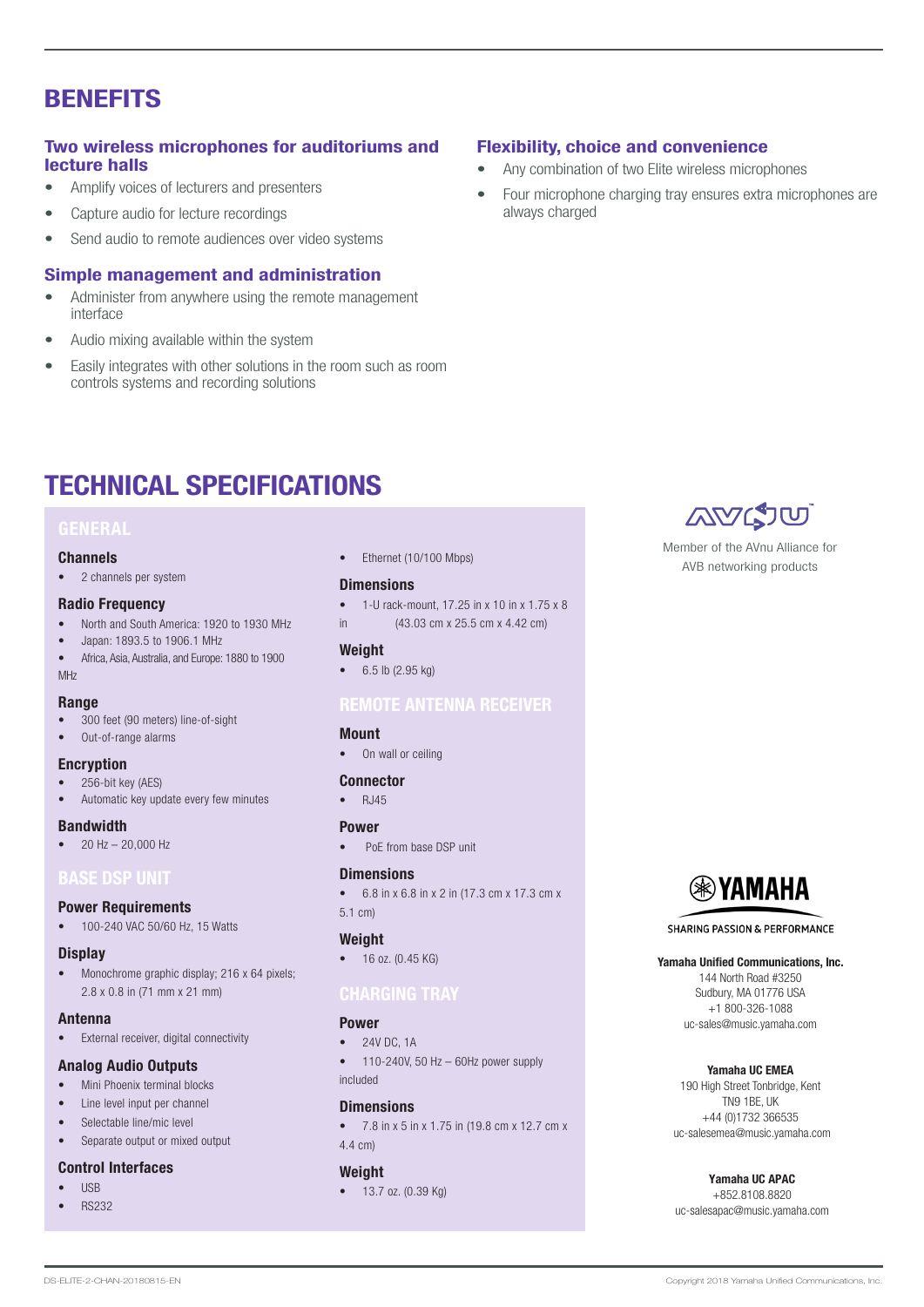# BENEFITS

### Two wireless microphones for auditoriums and lecture halls

- Amplify voices of lecturers and presenters
- Capture audio for lecture recordings
- Send audio to remote audiences over video systems

### Simple management and administration

- Administer from anywhere using the remote management interface
- Audio mixing available within the system
- Easily integrates with other solutions in the room such as room controls systems and recording solutions

### Flexibility, choice and convenience

- Any combination of two Elite wireless microphones
- Four microphone charging tray ensures extra microphones are always charged

# TECHNICAL SPECIFICATIONS

## GENERAL

**Channels**

- 2 channels per system

**Radio Frequency**

- North and South America: 1920 to 1930 MHz
- Japan: 1893.5 to 1906.1 MHz
- Africa, Asia, Australia, and Europe: 1880 to 1900 MHz

**Range**

- 300 feet (90 meters) line-of-sight
- Out-of-range alarms

**Encryption**

- 256-bit key (AES)
- Automatic key update every few minutes

**Bandwidth**

- 20 Hz – 20,000 Hz

## BASE DSP UNIT

**Power Requirements**

- 100-240 VAC 50/60 Hz, 15 Watts

**Display**

- Monochrome graphic display; 216 x 64 pixels; 2.8 x 0.8 in (71 mm x 21 mm)

**Antenna**

- External receiver, digital connectivity

**Analog Audio Outputs**

- Mini Phoenix terminal blocks
- Line level input per channel
- Selectable line/mic level
- Separate output or mixed output

**Control Interfaces**

- USB
- RS232
- Ethernet (10/100 Mbps)

**Dimensions**

- 1-U rack-mount, 17.25 in x 10 in x 1.75 x 8 in (43.03 cm x 25.5 cm x 4.42 cm)

**Weight**

- 6.5 lb (2.95 kg)

## REMOTE ANTENNA RECEIVER

**Mount**

- On wall or ceiling

**Connector**

- RJ45

**Power**

- PoE from base DSP unit

**Dimensions**

- 6.8 in x 6.8 in x 2 in (17.3 cm x 17.3 cm x 5.1 cm)

**Weight**

- 16 oz. (0.45 KG)

## CHARGING TRAY

**Power**

- 24V DC, 1A
- 110-240V, 50 Hz – 60Hz power supply included

**Dimensions**

- 7.8 in x 5 in x 1.75 in (19.8 cm x 12.7 cm x 4.4 cm)

**Weight**

- 13.7 oz. (0.39 Kg)

AVnu

Member of the AVnu Alliance for AVB networking products

YAMAHA

SHARING PASSION & PERFORMANCE

**Yamaha Unified Communications, Inc.**
144 North Road #3250
Sudbury, MA 01776 USA
+1 800-326-1088
uc-sales@music.yamaha.com

**Yamaha UC EMEA**
190 High Street Tonbridge, Kent
TN9 1BE, UK
+44 (0)1732 366535
uc-salesemea@music.yamaha.com

**Yamaha UC APAC**
+852.8108.8820
uc-salesapac@music.yamaha.com

DS-ELITE-2-CHAN-20180815-EN

Copyright 2018 Yamaha Unified Communications, Inc.